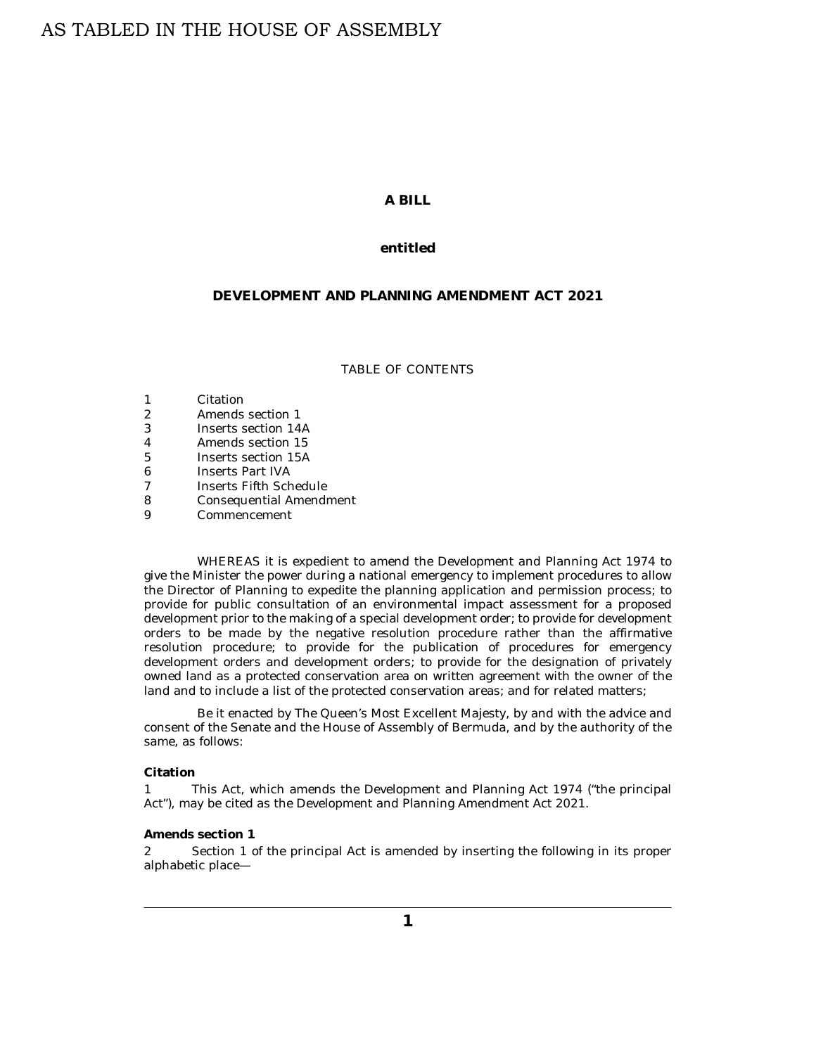AS TABLED IN THE HOUSE OF ASSEMBLY

**A BILL**

**entitled**

**DEVELOPMENT AND PLANNING AMENDMENT ACT 2021**

TABLE OF CONTENTS

| | |
|---|---|
| 1 | Citation |
| 2 | Amends section 1 |
| 3 | Inserts section 14A |
| 4 | Amends section 15 |
| 5 | Inserts section 15A |
| 6 | Inserts Part IVA |
| 7 | Inserts Fifth Schedule |
| 8 | Consequential Amendment |
| 9 | Commencement |

WHEREAS it is expedient to amend the Development and Planning Act 1974 to give the Minister the power during a national emergency to implement procedures to allow the Director of Planning to expedite the planning application and permission process; to provide for public consultation of an environmental impact assessment for a proposed development prior to the making of a special development order; to provide for development orders to be made by the negative resolution procedure rather than the affirmative resolution procedure; to provide for the publication of procedures for emergency development orders and development orders; to provide for the designation of privately owned land as a protected conservation area on written agreement with the owner of the land and to include a list of the protected conservation areas; and for related matters;

Be it enacted by The Queen's Most Excellent Majesty, by and with the advice and consent of the Senate and the House of Assembly of Bermuda, and by the authority of the same, as follows:

**Citation**

1 This Act, which amends the Development and Planning Act 1974 ("the principal Act"), may be cited as the Development and Planning Amendment Act 2021.

**Amends section 1**

2 Section 1 of the principal Act is amended by inserting the following in its proper alphabetic place—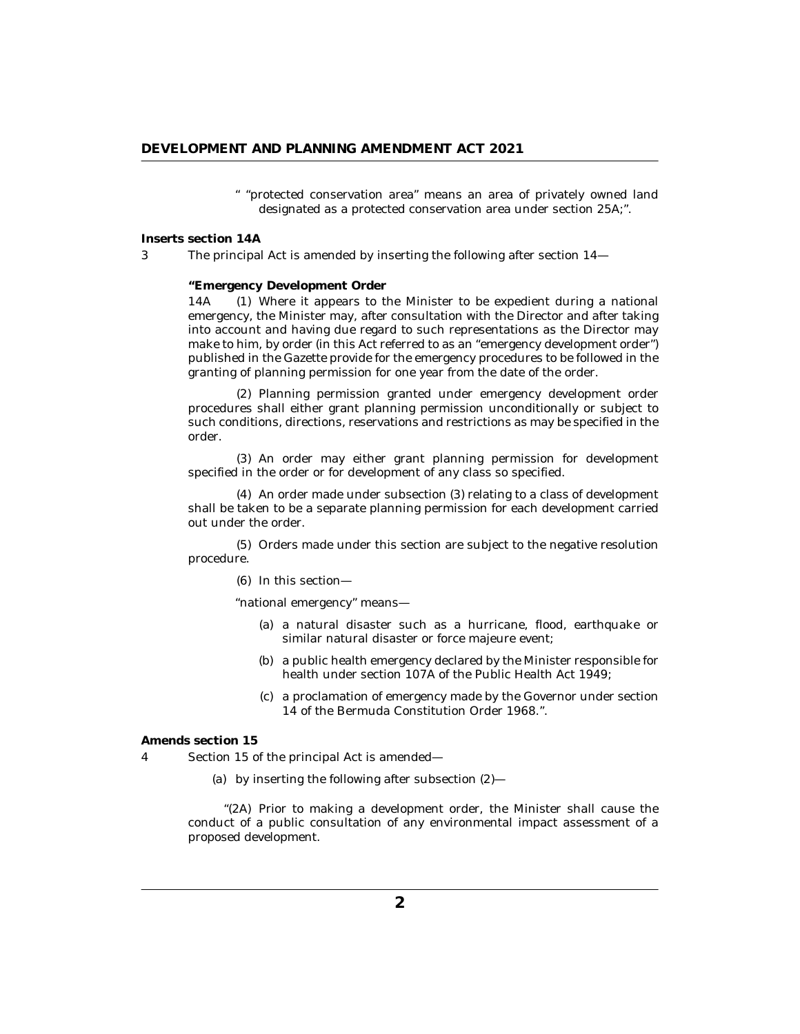" "protected conservation area" means an area of privately owned land designated as a protected conservation area under section 25A;".

**Inserts section 14A**

3 The principal Act is amended by inserting the following after section 14—

**"Emergency Development Order**

14A (1) Where it appears to the Minister to be expedient during a national emergency, the Minister may, after consultation with the Director and after taking into account and having due regard to such representations as the Director may make to him, by order (in this Act referred to as an "emergency development order") published in the Gazette provide for the emergency procedures to be followed in the granting of planning permission for one year from the date of the order.

(2) Planning permission granted under emergency development order procedures shall either grant planning permission unconditionally or subject to such conditions, directions, reservations and restrictions as may be specified in the order.

(3) An order may either grant planning permission for development specified in the order or for development of any class so specified.

(4) An order made under subsection (3) relating to a class of development shall be taken to be a separate planning permission for each development carried out under the order.

(5) Orders made under this section are subject to the negative resolution procedure.

(6) In this section—

"national emergency" means—

(a) a natural disaster such as a hurricane, flood, earthquake or similar natural disaster or force majeure event;

(b) a public health emergency declared by the Minister responsible for health under section 107A of the Public Health Act 1949;

(c) a proclamation of emergency made by the Governor under section 14 of the Bermuda Constitution Order 1968.".

**Amends section 15**

4 Section 15 of the principal Act is amended—

(a) by inserting the following after subsection (2)—

"(2A) Prior to making a development order, the Minister shall cause the conduct of a public consultation of any environmental impact assessment of a proposed development.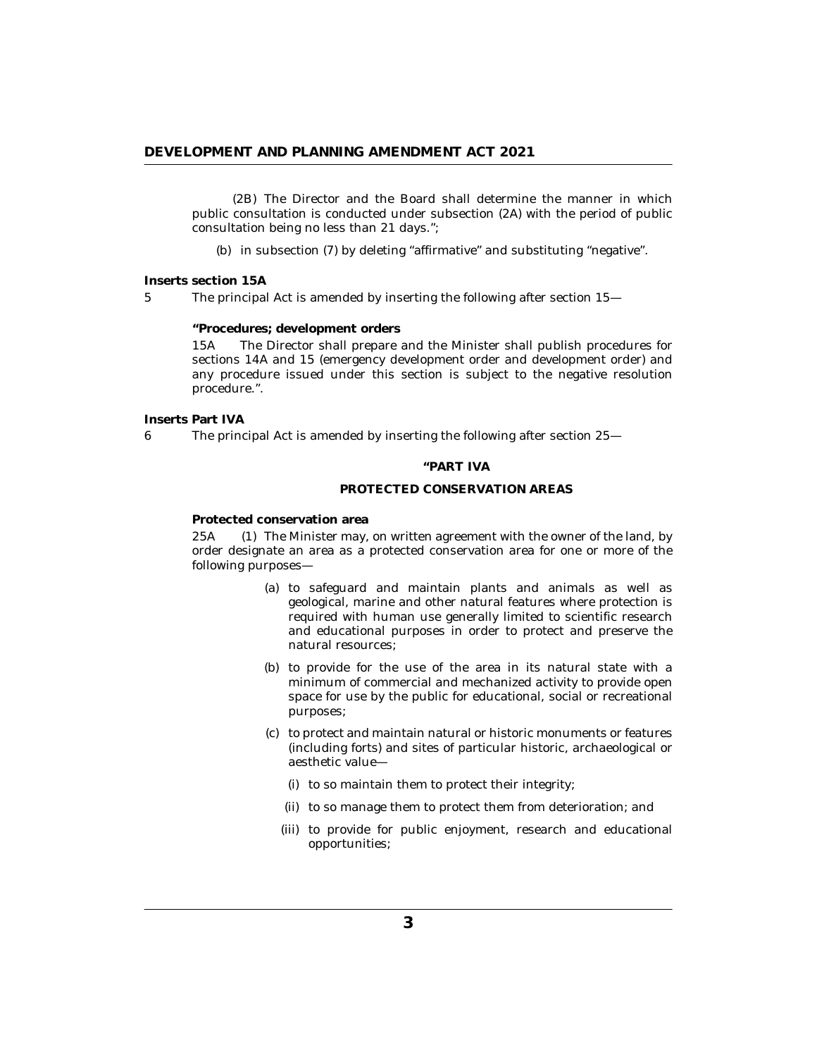(2B) The Director and the Board shall determine the manner in which public consultation is conducted under subsection (2A) with the period of public consultation being no less than 21 days.";

(b) in subsection (7) by deleting "affirmative" and substituting "negative".

**Inserts section 15A**

5 The principal Act is amended by inserting the following after section 15—

**"Procedures; development orders**

15A The Director shall prepare and the Minister shall publish procedures for sections 14A and 15 (emergency development order and development order) and any procedure issued under this section is subject to the negative resolution procedure.".

**Inserts Part IVA**

6 The principal Act is amended by inserting the following after section 25—

**"PART IVA**

**PROTECTED CONSERVATION AREAS**

**Protected conservation area**

25A (1) The Minister may, on written agreement with the owner of the land, by order designate an area as a protected conservation area for one or more of the following purposes—

(a) to safeguard and maintain plants and animals as well as geological, marine and other natural features where protection is required with human use generally limited to scientific research and educational purposes in order to protect and preserve the natural resources;

(b) to provide for the use of the area in its natural state with a minimum of commercial and mechanized activity to provide open space for use by the public for educational, social or recreational purposes;

(c) to protect and maintain natural or historic monuments or features (including forts) and sites of particular historic, archaeological or aesthetic value—

(i) to so maintain them to protect their integrity;

(ii) to so manage them to protect them from deterioration; and

(iii) to provide for public enjoyment, research and educational opportunities;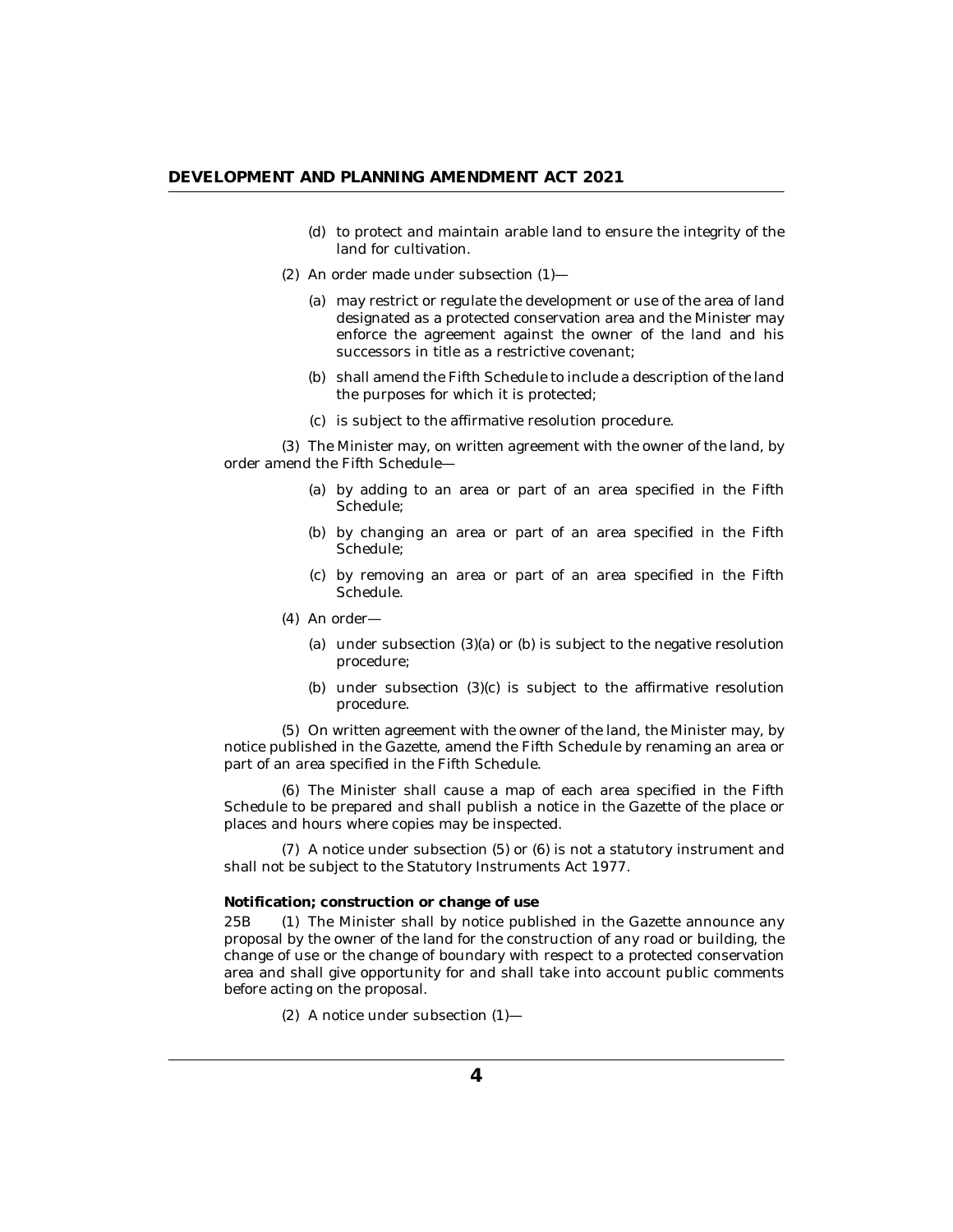(d) to protect and maintain arable land to ensure the integrity of the land for cultivation.

(2) An order made under subsection (1)—

(a) may restrict or regulate the development or use of the area of land designated as a protected conservation area and the Minister may enforce the agreement against the owner of the land and his successors in title as a restrictive covenant;

(b) shall amend the Fifth Schedule to include a description of the land the purposes for which it is protected;

(c) is subject to the affirmative resolution procedure.

(3) The Minister may, on written agreement with the owner of the land, by order amend the Fifth Schedule—

(a) by adding to an area or part of an area specified in the Fifth Schedule;

(b) by changing an area or part of an area specified in the Fifth Schedule;

(c) by removing an area or part of an area specified in the Fifth Schedule.

(4) An order—

(a) under subsection (3)(a) or (b) is subject to the negative resolution procedure;

(b) under subsection (3)(c) is subject to the affirmative resolution procedure.

(5) On written agreement with the owner of the land, the Minister may, by notice published in the Gazette, amend the Fifth Schedule by renaming an area or part of an area specified in the Fifth Schedule.

(6) The Minister shall cause a map of each area specified in the Fifth Schedule to be prepared and shall publish a notice in the Gazette of the place or places and hours where copies may be inspected.

(7) A notice under subsection (5) or (6) is not a statutory instrument and shall not be subject to the Statutory Instruments Act 1977.

**Notification; construction or change of use**

25B (1) The Minister shall by notice published in the Gazette announce any proposal by the owner of the land for the construction of any road or building, the change of use or the change of boundary with respect to a protected conservation area and shall give opportunity for and shall take into account public comments before acting on the proposal.

(2) A notice under subsection (1)—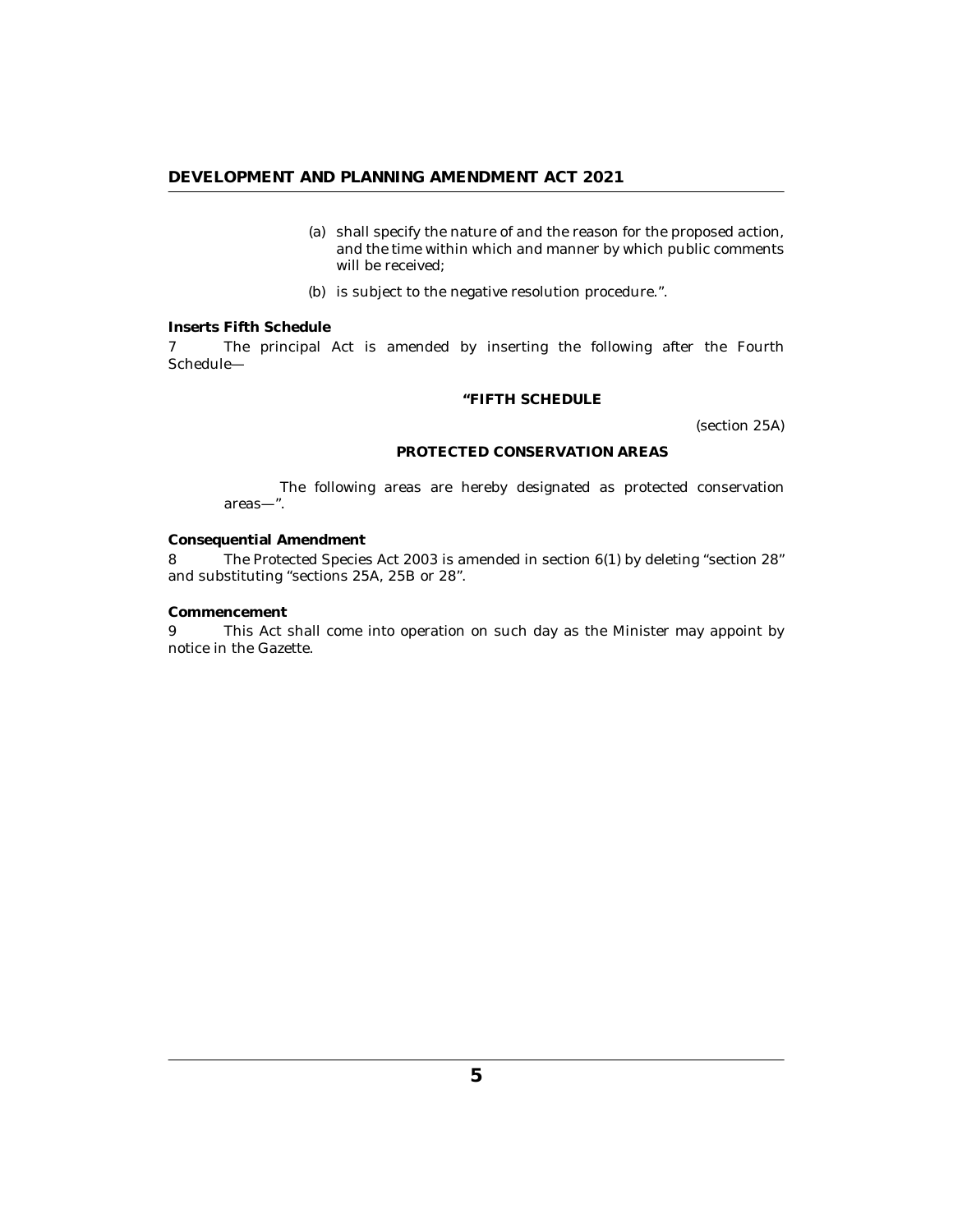(a) shall specify the nature of and the reason for the proposed action, and the time within which and manner by which public comments will be received;

(b) is subject to the negative resolution procedure.".

**Inserts Fifth Schedule**

7 The principal Act is amended by inserting the following after the Fourth Schedule—

**"FIFTH SCHEDULE**

(section 25A)

**PROTECTED CONSERVATION AREAS**

The following areas are hereby designated as protected conservation areas—".

**Consequential Amendment**

8 The Protected Species Act 2003 is amended in section 6(1) by deleting "section 28" and substituting "sections 25A, 25B or 28".

**Commencement**

9 This Act shall come into operation on such day as the Minister may appoint by notice in the Gazette.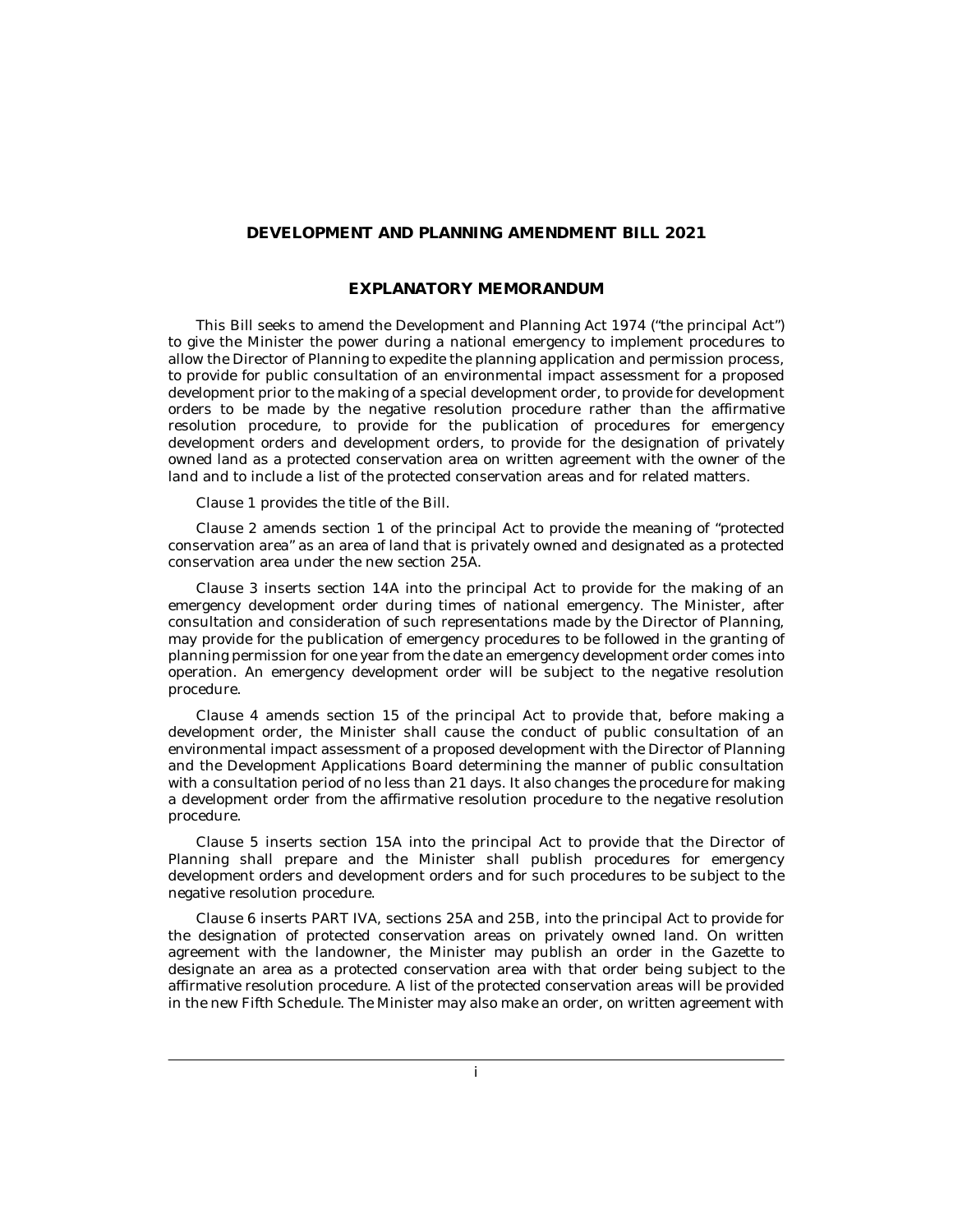## DEVELOPMENT AND PLANNING AMENDMENT BILL 2021

### EXPLANATORY MEMORANDUM

This Bill seeks to amend the Development and Planning Act 1974 ("the principal Act") to give the Minister the power during a national emergency to implement procedures to allow the Director of Planning to expedite the planning application and permission process, to provide for public consultation of an environmental impact assessment for a proposed development prior to the making of a special development order, to provide for development orders to be made by the negative resolution procedure rather than the affirmative resolution procedure, to provide for the publication of procedures for emergency development orders and development orders, to provide for the designation of privately owned land as a protected conservation area on written agreement with the owner of the land and to include a list of the protected conservation areas and for related matters.

Clause 1 provides the title of the Bill.

Clause 2 amends section 1 of the principal Act to provide the meaning of "protected conservation area" as an area of land that is privately owned and designated as a protected conservation area under the new section 25A.

Clause 3 inserts section 14A into the principal Act to provide for the making of an emergency development order during times of national emergency. The Minister, after consultation and consideration of such representations made by the Director of Planning, may provide for the publication of emergency procedures to be followed in the granting of planning permission for one year from the date an emergency development order comes into operation. An emergency development order will be subject to the negative resolution procedure.

Clause 4 amends section 15 of the principal Act to provide that, before making a development order, the Minister shall cause the conduct of public consultation of an environmental impact assessment of a proposed development with the Director of Planning and the Development Applications Board determining the manner of public consultation with a consultation period of no less than 21 days. It also changes the procedure for making a development order from the affirmative resolution procedure to the negative resolution procedure.

Clause 5 inserts section 15A into the principal Act to provide that the Director of Planning shall prepare and the Minister shall publish procedures for emergency development orders and development orders and for such procedures to be subject to the negative resolution procedure.

Clause 6 inserts PART IVA, sections 25A and 25B, into the principal Act to provide for the designation of protected conservation areas on privately owned land. On written agreement with the landowner, the Minister may publish an order in the Gazette to designate an area as a protected conservation area with that order being subject to the affirmative resolution procedure. A list of the protected conservation areas will be provided in the new Fifth Schedule. The Minister may also make an order, on written agreement with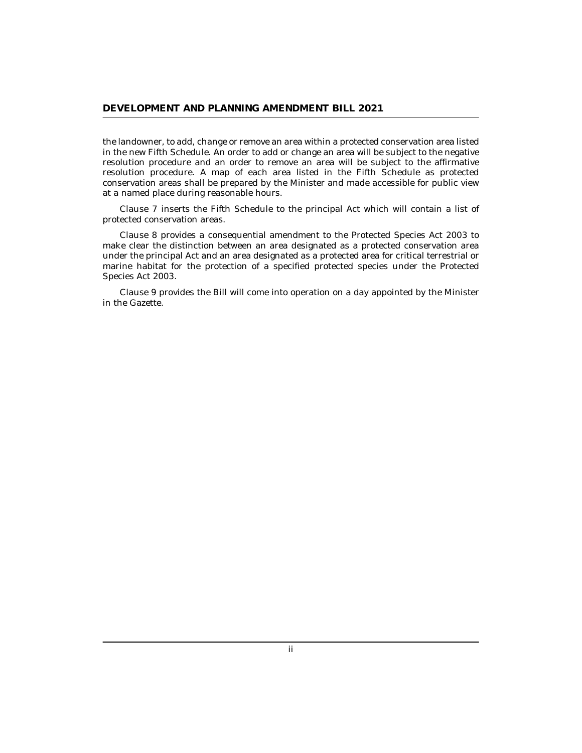the landowner, to add, change or remove an area within a protected conservation area listed in the new Fifth Schedule. An order to add or change an area will be subject to the negative resolution procedure and an order to remove an area will be subject to the affirmative resolution procedure. A map of each area listed in the Fifth Schedule as protected conservation areas shall be prepared by the Minister and made accessible for public view at a named place during reasonable hours.

Clause 7 inserts the Fifth Schedule to the principal Act which will contain a list of protected conservation areas.

Clause 8 provides a consequential amendment to the Protected Species Act 2003 to make clear the distinction between an area designated as a protected conservation area under the principal Act and an area designated as a protected area for critical terrestrial or marine habitat for the protection of a specified protected species under the Protected Species Act 2003.

Clause 9 provides the Bill will come into operation on a day appointed by the Minister in the Gazette.